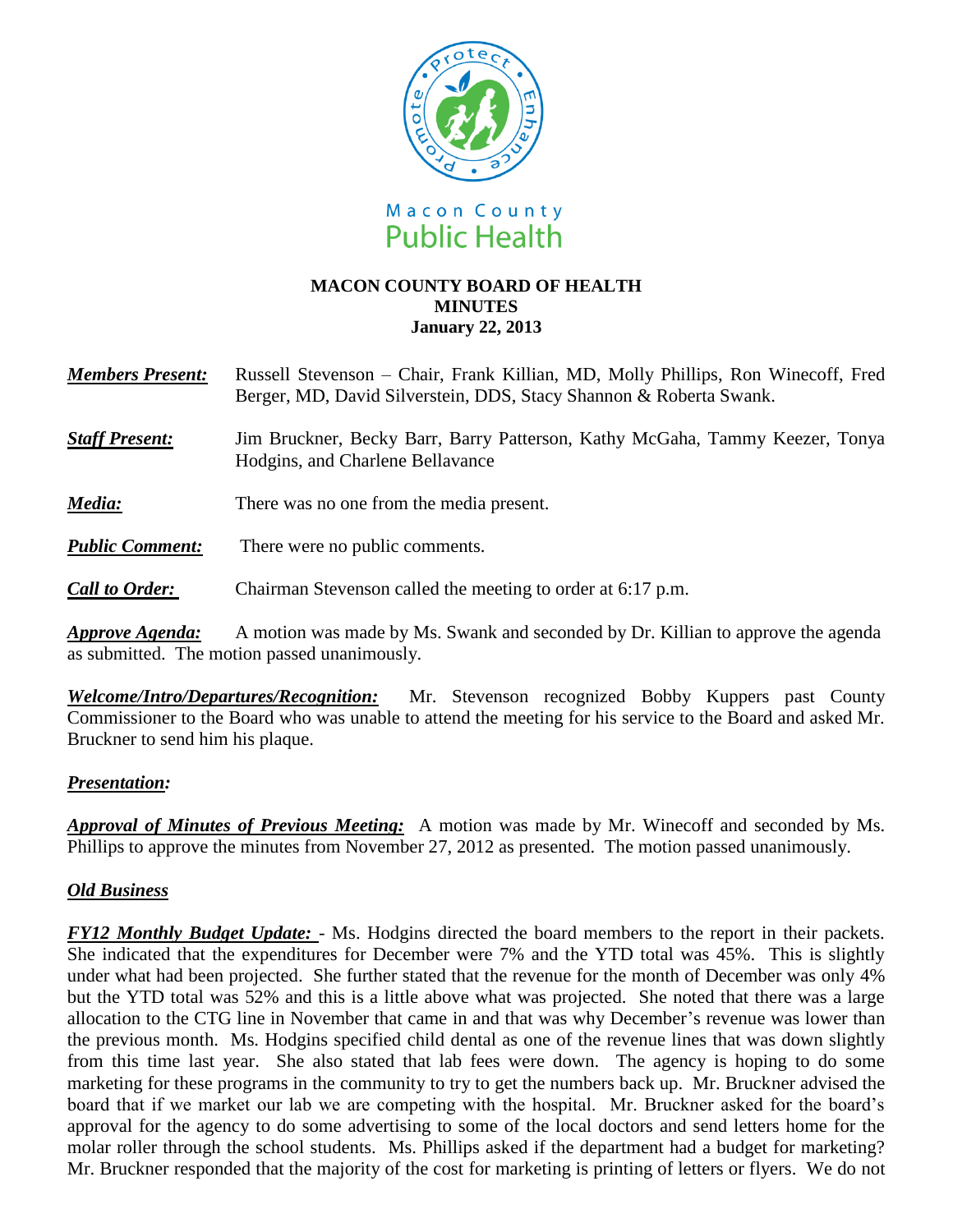Macon County Public Health

**MACON COUNTY BOARD OF HEALTH**
**MINUTES**
**January 22, 2013**

***Members Present:*** Russell Stevenson – Chair, Frank Killian, MD, Molly Phillips, Ron Winecoff, Fred Berger, MD, David Silverstein, DDS, Stacy Shannon & Roberta Swank.

***Staff Present:*** Jim Bruckner, Becky Barr, Barry Patterson, Kathy McGaha, Tammy Keezer, Tonya Hodgins, and Charlene Bellavance

***Media:*** There was no one from the media present.

***Public Comment:*** There were no public comments.

***Call to Order:*** Chairman Stevenson called the meeting to order at 6:17 p.m.

***Approve Agenda:*** A motion was made by Ms. Swank and seconded by Dr. Killian to approve the agenda as submitted. The motion passed unanimously.

***Welcome/Intro/Departures/Recognition:*** Mr. Stevenson recognized Bobby Kuppers past County Commissioner to the Board who was unable to attend the meeting for his service to the Board and asked Mr. Bruckner to send him his plaque.

***Presentation:***

***Approval of Minutes of Previous Meeting:*** A motion was made by Mr. Winecoff and seconded by Ms. Phillips to approve the minutes from November 27, 2012 as presented. The motion passed unanimously.

***Old Business***

***FY12 Monthly Budget Update:*** - Ms. Hodgins directed the board members to the report in their packets. She indicated that the expenditures for December were 7% and the YTD total was 45%. This is slightly under what had been projected. She further stated that the revenue for the month of December was only 4% but the YTD total was 52% and this is a little above what was projected. She noted that there was a large allocation to the CTG line in November that came in and that was why December's revenue was lower than the previous month. Ms. Hodgins specified child dental as one of the revenue lines that was down slightly from this time last year. She also stated that lab fees were down. The agency is hoping to do some marketing for these programs in the community to try to get the numbers back up. Mr. Bruckner advised the board that if we market our lab we are competing with the hospital. Mr. Bruckner asked for the board's approval for the agency to do some advertising to some of the local doctors and send letters home for the molar roller through the school students. Ms. Phillips asked if the department had a budget for marketing? Mr. Bruckner responded that the majority of the cost for marketing is printing of letters or flyers. We do not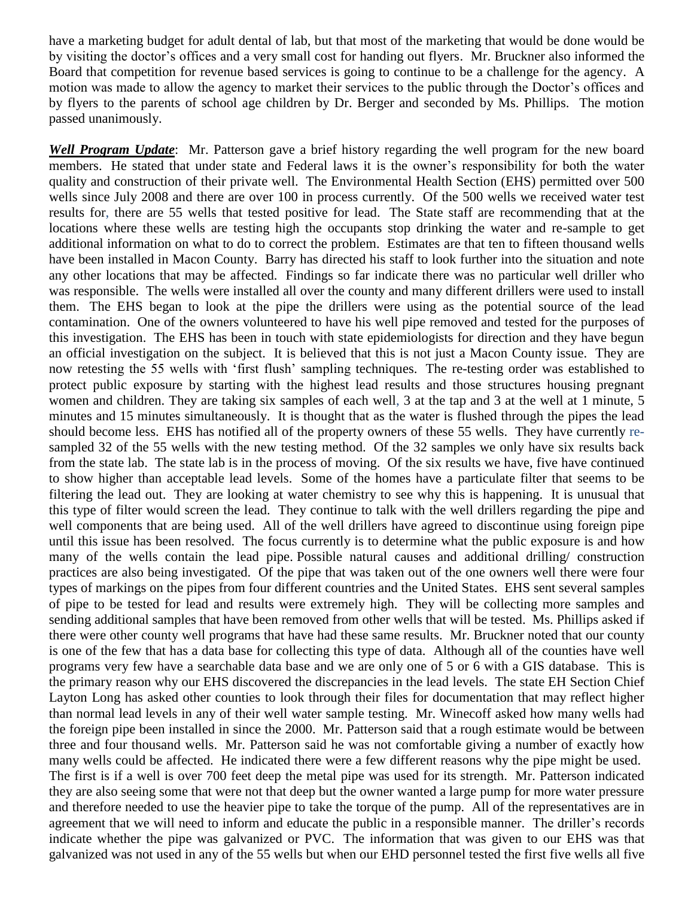have a marketing budget for adult dental of lab, but that most of the marketing that would be done would be by visiting the doctor's offices and a very small cost for handing out flyers. Mr. Bruckner also informed the Board that competition for revenue based services is going to continue to be a challenge for the agency. A motion was made to allow the agency to market their services to the public through the Doctor's offices and by flyers to the parents of school age children by Dr. Berger and seconded by Ms. Phillips. The motion passed unanimously.

***Well Program Update***: Mr. Patterson gave a brief history regarding the well program for the new board members. He stated that under state and Federal laws it is the owner's responsibility for both the water quality and construction of their private well. The Environmental Health Section (EHS) permitted over 500 wells since July 2008 and there are over 100 in process currently. Of the 500 wells we received water test results for, there are 55 wells that tested positive for lead. The State staff are recommending that at the locations where these wells are testing high the occupants stop drinking the water and re-sample to get additional information on what to do to correct the problem. Estimates are that ten to fifteen thousand wells have been installed in Macon County. Barry has directed his staff to look further into the situation and note any other locations that may be affected. Findings so far indicate there was no particular well driller who was responsible. The wells were installed all over the county and many different drillers were used to install them. The EHS began to look at the pipe the drillers were using as the potential source of the lead contamination. One of the owners volunteered to have his well pipe removed and tested for the purposes of this investigation. The EHS has been in touch with state epidemiologists for direction and they have begun an official investigation on the subject. It is believed that this is not just a Macon County issue. They are now retesting the 55 wells with 'first flush' sampling techniques. The re-testing order was established to protect public exposure by starting with the highest lead results and those structures housing pregnant women and children. They are taking six samples of each well, 3 at the tap and 3 at the well at 1 minute, 5 minutes and 15 minutes simultaneously. It is thought that as the water is flushed through the pipes the lead should become less. EHS has notified all of the property owners of these 55 wells. They have currently re-sampled 32 of the 55 wells with the new testing method. Of the 32 samples we only have six results back from the state lab. The state lab is in the process of moving. Of the six results we have, five have continued to show higher than acceptable lead levels. Some of the homes have a particulate filter that seems to be filtering the lead out. They are looking at water chemistry to see why this is happening. It is unusual that this type of filter would screen the lead. They continue to talk with the well drillers regarding the pipe and well components that are being used. All of the well drillers have agreed to discontinue using foreign pipe until this issue has been resolved. The focus currently is to determine what the public exposure is and how many of the wells contain the lead pipe. Possible natural causes and additional drilling/ construction practices are also being investigated. Of the pipe that was taken out of the one owners well there were four types of markings on the pipes from four different countries and the United States. EHS sent several samples of pipe to be tested for lead and results were extremely high. They will be collecting more samples and sending additional samples that have been removed from other wells that will be tested. Ms. Phillips asked if there were other county well programs that have had these same results. Mr. Bruckner noted that our county is one of the few that has a data base for collecting this type of data. Although all of the counties have well programs very few have a searchable data base and we are only one of 5 or 6 with a GIS database. This is the primary reason why our EHS discovered the discrepancies in the lead levels. The state EH Section Chief Layton Long has asked other counties to look through their files for documentation that may reflect higher than normal lead levels in any of their well water sample testing. Mr. Winecoff asked how many wells had the foreign pipe been installed in since the 2000. Mr. Patterson said that a rough estimate would be between three and four thousand wells. Mr. Patterson said he was not comfortable giving a number of exactly how many wells could be affected. He indicated there were a few different reasons why the pipe might be used. The first is if a well is over 700 feet deep the metal pipe was used for its strength. Mr. Patterson indicated they are also seeing some that were not that deep but the owner wanted a large pump for more water pressure and therefore needed to use the heavier pipe to take the torque of the pump. All of the representatives are in agreement that we will need to inform and educate the public in a responsible manner. The driller's records indicate whether the pipe was galvanized or PVC. The information that was given to our EHS was that galvanized was not used in any of the 55 wells but when our EHD personnel tested the first five wells all five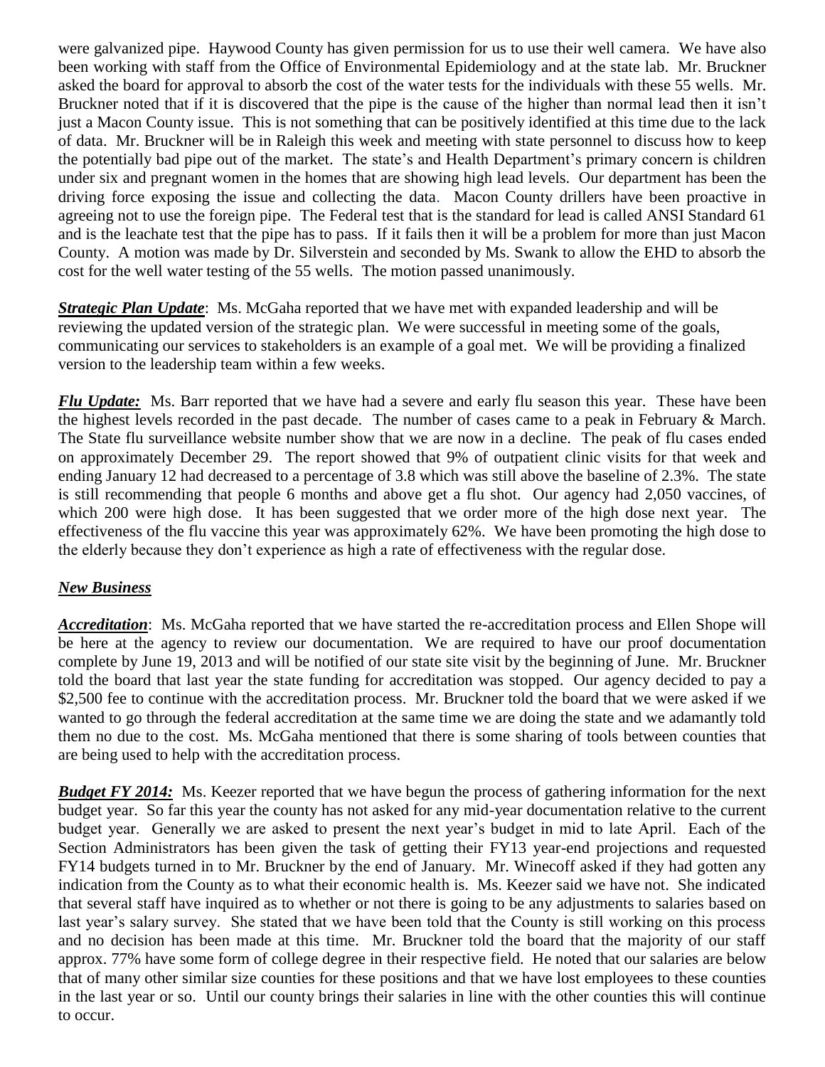were galvanized pipe. Haywood County has given permission for us to use their well camera. We have also been working with staff from the Office of Environmental Epidemiology and at the state lab. Mr. Bruckner asked the board for approval to absorb the cost of the water tests for the individuals with these 55 wells. Mr. Bruckner noted that if it is discovered that the pipe is the cause of the higher than normal lead then it isn't just a Macon County issue. This is not something that can be positively identified at this time due to the lack of data. Mr. Bruckner will be in Raleigh this week and meeting with state personnel to discuss how to keep the potentially bad pipe out of the market. The state's and Health Department's primary concern is children under six and pregnant women in the homes that are showing high lead levels. Our department has been the driving force exposing the issue and collecting the data. Macon County drillers have been proactive in agreeing not to use the foreign pipe. The Federal test that is the standard for lead is called ANSI Standard 61 and is the leachate test that the pipe has to pass. If it fails then it will be a problem for more than just Macon County. A motion was made by Dr. Silverstein and seconded by Ms. Swank to allow the EHD to absorb the cost for the well water testing of the 55 wells. The motion passed unanimously.

***Strategic Plan Update***: Ms. McGaha reported that we have met with expanded leadership and will be reviewing the updated version of the strategic plan. We were successful in meeting some of the goals, communicating our services to stakeholders is an example of a goal met. We will be providing a finalized version to the leadership team within a few weeks.

***Flu Update:*** Ms. Barr reported that we have had a severe and early flu season this year. These have been the highest levels recorded in the past decade. The number of cases came to a peak in February & March. The State flu surveillance website number show that we are now in a decline. The peak of flu cases ended on approximately December 29. The report showed that 9% of outpatient clinic visits for that week and ending January 12 had decreased to a percentage of 3.8 which was still above the baseline of 2.3%. The state is still recommending that people 6 months and above get a flu shot. Our agency had 2,050 vaccines, of which 200 were high dose. It has been suggested that we order more of the high dose next year. The effectiveness of the flu vaccine this year was approximately 62%. We have been promoting the high dose to the elderly because they don't experience as high a rate of effectiveness with the regular dose.

## ***New Business***

***Accreditation***: Ms. McGaha reported that we have started the re-accreditation process and Ellen Shope will be here at the agency to review our documentation. We are required to have our proof documentation complete by June 19, 2013 and will be notified of our state site visit by the beginning of June. Mr. Bruckner told the board that last year the state funding for accreditation was stopped. Our agency decided to pay a $2,500 fee to continue with the accreditation process. Mr. Bruckner told the board that we were asked if we wanted to go through the federal accreditation at the same time we are doing the state and we adamantly told them no due to the cost. Ms. McGaha mentioned that there is some sharing of tools between counties that are being used to help with the accreditation process.

***Budget FY 2014:*** Ms. Keezer reported that we have begun the process of gathering information for the next budget year. So far this year the county has not asked for any mid-year documentation relative to the current budget year. Generally we are asked to present the next year's budget in mid to late April. Each of the Section Administrators has been given the task of getting their FY13 year-end projections and requested FY14 budgets turned in to Mr. Bruckner by the end of January. Mr. Winecoff asked if they had gotten any indication from the County as to what their economic health is. Ms. Keezer said we have not. She indicated that several staff have inquired as to whether or not there is going to be any adjustments to salaries based on last year's salary survey. She stated that we have been told that the County is still working on this process and no decision has been made at this time. Mr. Bruckner told the board that the majority of our staff approx. 77% have some form of college degree in their respective field. He noted that our salaries are below that of many other similar size counties for these positions and that we have lost employees to these counties in the last year or so. Until our county brings their salaries in line with the other counties this will continue to occur.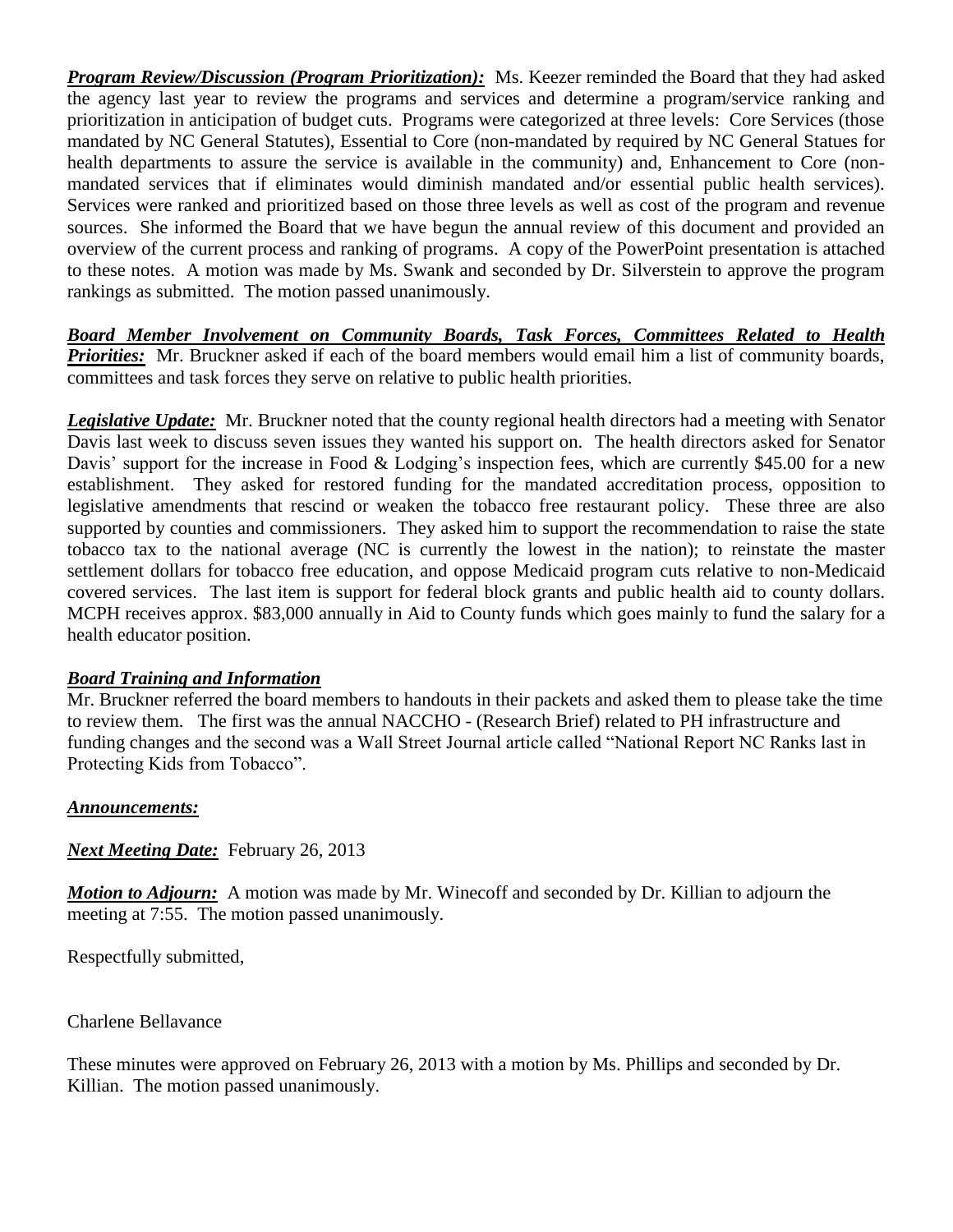***Program Review/Discussion (Program Prioritization):*** Ms. Keezer reminded the Board that they had asked the agency last year to review the programs and services and determine a program/service ranking and prioritization in anticipation of budget cuts. Programs were categorized at three levels: Core Services (those mandated by NC General Statutes), Essential to Core (non-mandated by required by NC General Statues for health departments to assure the service is available in the community) and, Enhancement to Core (non-mandated services that if eliminates would diminish mandated and/or essential public health services). Services were ranked and prioritized based on those three levels as well as cost of the program and revenue sources. She informed the Board that we have begun the annual review of this document and provided an overview of the current process and ranking of programs. A copy of the PowerPoint presentation is attached to these notes. A motion was made by Ms. Swank and seconded by Dr. Silverstein to approve the program rankings as submitted. The motion passed unanimously.

***Board Member Involvement on Community Boards, Task Forces, Committees Related to Health Priorities:*** Mr. Bruckner asked if each of the board members would email him a list of community boards, committees and task forces they serve on relative to public health priorities.

***Legislative Update:*** Mr. Bruckner noted that the county regional health directors had a meeting with Senator Davis last week to discuss seven issues they wanted his support on. The health directors asked for Senator Davis' support for the increase in Food & Lodging's inspection fees, which are currently $45.00 for a new establishment. They asked for restored funding for the mandated accreditation process, opposition to legislative amendments that rescind or weaken the tobacco free restaurant policy. These three are also supported by counties and commissioners. They asked him to support the recommendation to raise the state tobacco tax to the national average (NC is currently the lowest in the nation); to reinstate the master settlement dollars for tobacco free education, and oppose Medicaid program cuts relative to non-Medicaid covered services. The last item is support for federal block grants and public health aid to county dollars. MCPH receives approx. $83,000 annually in Aid to County funds which goes mainly to fund the salary for a health educator position.

***Board Training and Information***

Mr. Bruckner referred the board members to handouts in their packets and asked them to please take the time to review them. The first was the annual NACCHO - (Research Brief) related to PH infrastructure and funding changes and the second was a Wall Street Journal article called "National Report NC Ranks last in Protecting Kids from Tobacco".

***Announcements:***

***Next Meeting Date:*** February 26, 2013

***Motion to Adjourn:*** A motion was made by Mr. Winecoff and seconded by Dr. Killian to adjourn the meeting at 7:55. The motion passed unanimously.

Respectfully submitted,

Charlene Bellavance

These minutes were approved on February 26, 2013 with a motion by Ms. Phillips and seconded by Dr. Killian. The motion passed unanimously.